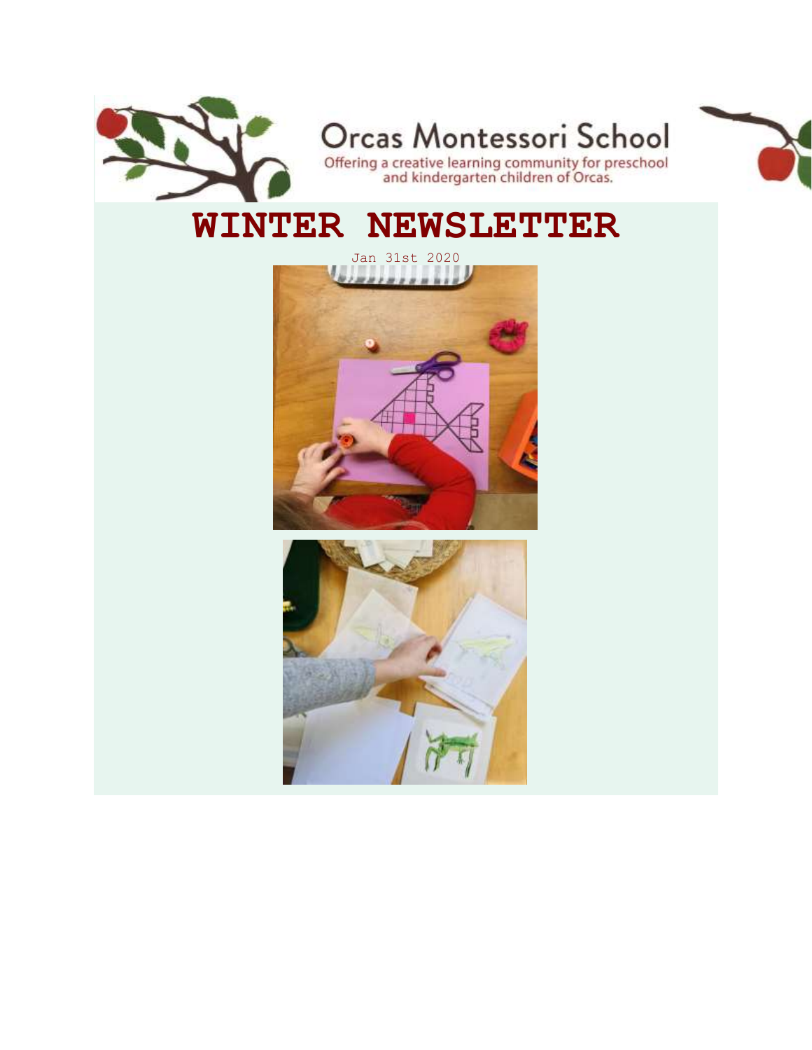Orcas Montessori School

Offering a creative learning community for preschool and kindergarten children of Orcas.

# WINTER NEWSLETTER

Jan 31st 2020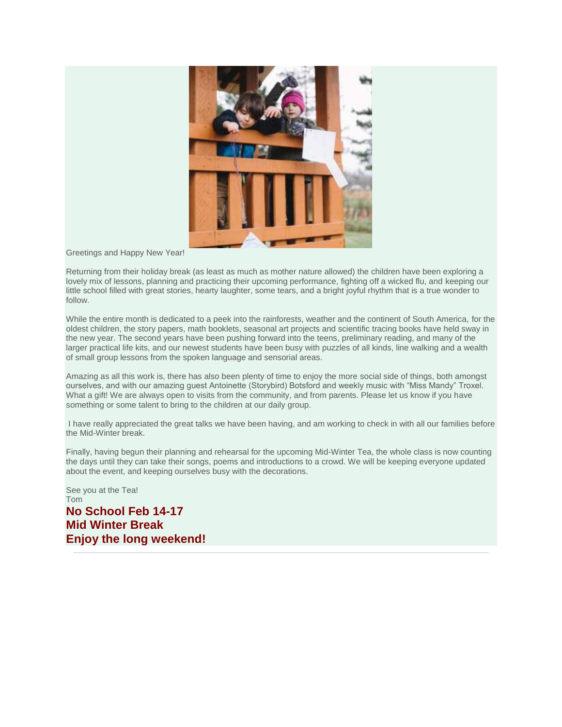Greetings and Happy New Year!

Returning from their holiday break (as least as much as mother nature allowed) the children have been exploring a lovely mix of lessons, planning and practicing their upcoming performance, fighting off a wicked flu, and keeping our little school filled with great stories, hearty laughter, some tears, and a bright joyful rhythm that is a true wonder to follow.

While the entire month is dedicated to a peek into the rainforests, weather and the continent of South America, for the oldest children, the story papers, math booklets, seasonal art projects and scientific tracing books have held sway in the new year. The second years have been pushing forward into the teens, preliminary reading, and many of the larger practical life kits, and our newest students have been busy with puzzles of all kinds, line walking and a wealth of small group lessons from the spoken language and sensorial areas.

Amazing as all this work is, there has also been plenty of time to enjoy the more social side of things, both amongst ourselves, and with our amazing guest Antoinette (Storybird) Botsford and weekly music with “Miss Mandy” Troxel. What a gift! We are always open to visits from the community, and from parents. Please let us know if you have something or some talent to bring to the children at our daily group.

I have really appreciated the great talks we have been having, and am working to check in with all our families before the Mid-Winter break.

Finally, having begun their planning and rehearsal for the upcoming Mid-Winter Tea, the whole class is now counting the days until they can take their songs, poems and introductions to a crowd. We will be keeping everyone updated about the event, and keeping ourselves busy with the decorations.

See you at the Tea!
Tom

**No School Feb 14-17**
**Mid Winter Break**
**Enjoy the long weekend!**

---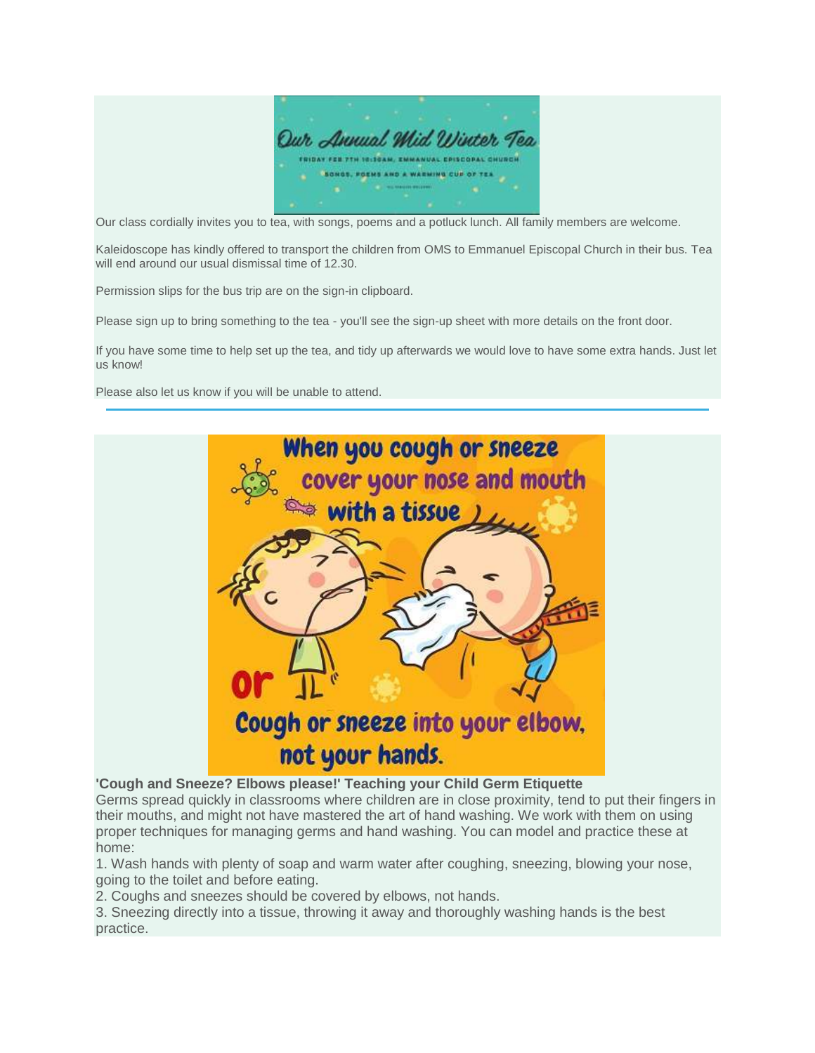Our class cordially invites you to tea, with songs, poems and a potluck lunch. All family members are welcome.

Kaleidoscope has kindly offered to transport the children from OMS to Emmanuel Episcopal Church in their bus. Tea will end around our usual dismissal time of 12.30.

Permission slips for the bus trip are on the sign-in clipboard.

Please sign up to bring something to the tea - you'll see the sign-up sheet with more details on the front door.

If you have some time to help set up the tea, and tidy up afterwards we would love to have some extra hands. Just let us know!

Please also let us know if you will be unable to attend.

---

**'Cough and Sneeze? Elbows please!' Teaching your Child Germ Etiquette**

Germs spread quickly in classrooms where children are in close proximity, tend to put their fingers in their mouths, and might not have mastered the art of hand washing. We work with them on using proper techniques for managing germs and hand washing. You can model and practice these at home:

1. Wash hands with plenty of soap and warm water after coughing, sneezing, blowing your nose, going to the toilet and before eating.
2. Coughs and sneezes should be covered by elbows, not hands.
3. Sneezing directly into a tissue, throwing it away and thoroughly washing hands is the best practice.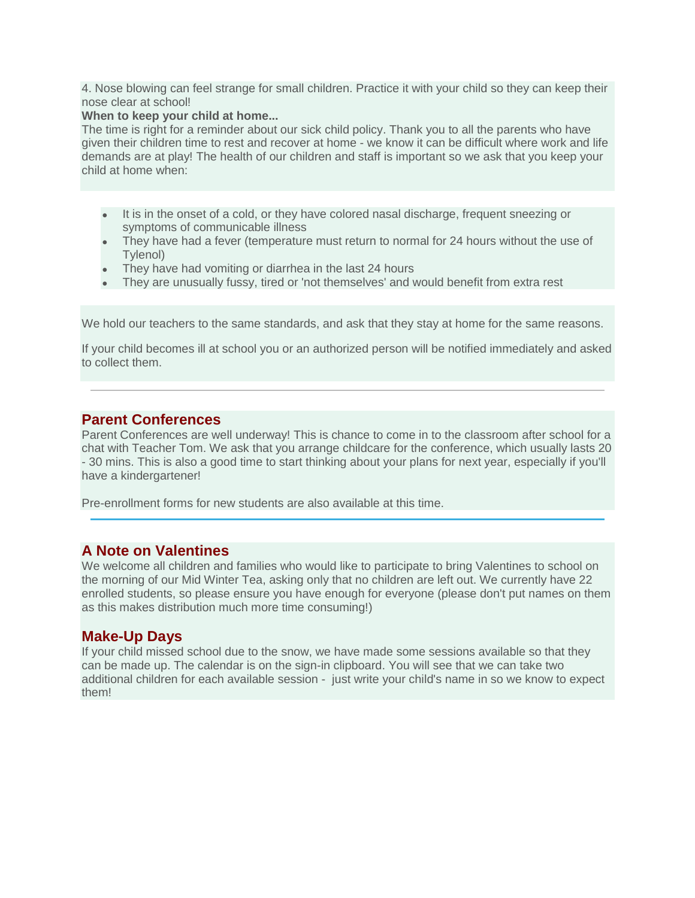4. Nose blowing can feel strange for small children. Practice it with your child so they can keep their nose clear at school!

**When to keep your child at home...**

The time is right for a reminder about our sick child policy. Thank you to all the parents who have given their children time to rest and recover at home - we know it can be difficult where work and life demands are at play! The health of our children and staff is important so we ask that you keep your child at home when:

- It is in the onset of a cold, or they have colored nasal discharge, frequent sneezing or symptoms of communicable illness
- They have had a fever (temperature must return to normal for 24 hours without the use of Tylenol)
- They have had vomiting or diarrhea in the last 24 hours
- They are unusually fussy, tired or 'not themselves' and would benefit from extra rest

We hold our teachers to the same standards, and ask that they stay at home for the same reasons.

If your child becomes ill at school you or an authorized person will be notified immediately and asked to collect them.

---

## Parent Conferences

Parent Conferences are well underway! This is chance to come in to the classroom after school for a chat with Teacher Tom. We ask that you arrange childcare for the conference, which usually lasts 20 - 30 mins. This is also a good time to start thinking about your plans for next year, especially if you'll have a kindergartener!

Pre-enrollment forms for new students are also available at this time.

---

## A Note on Valentines

We welcome all children and families who would like to participate to bring Valentines to school on the morning of our Mid Winter Tea, asking only that no children are left out. We currently have 22 enrolled students, so please ensure you have enough for everyone (please don't put names on them as this makes distribution much more time consuming!)

## Make-Up Days

If your child missed school due to the snow, we have made some sessions available so that they can be made up. The calendar is on the sign-in clipboard. You will see that we can take two additional children for each available session - just write your child's name in so we know to expect them!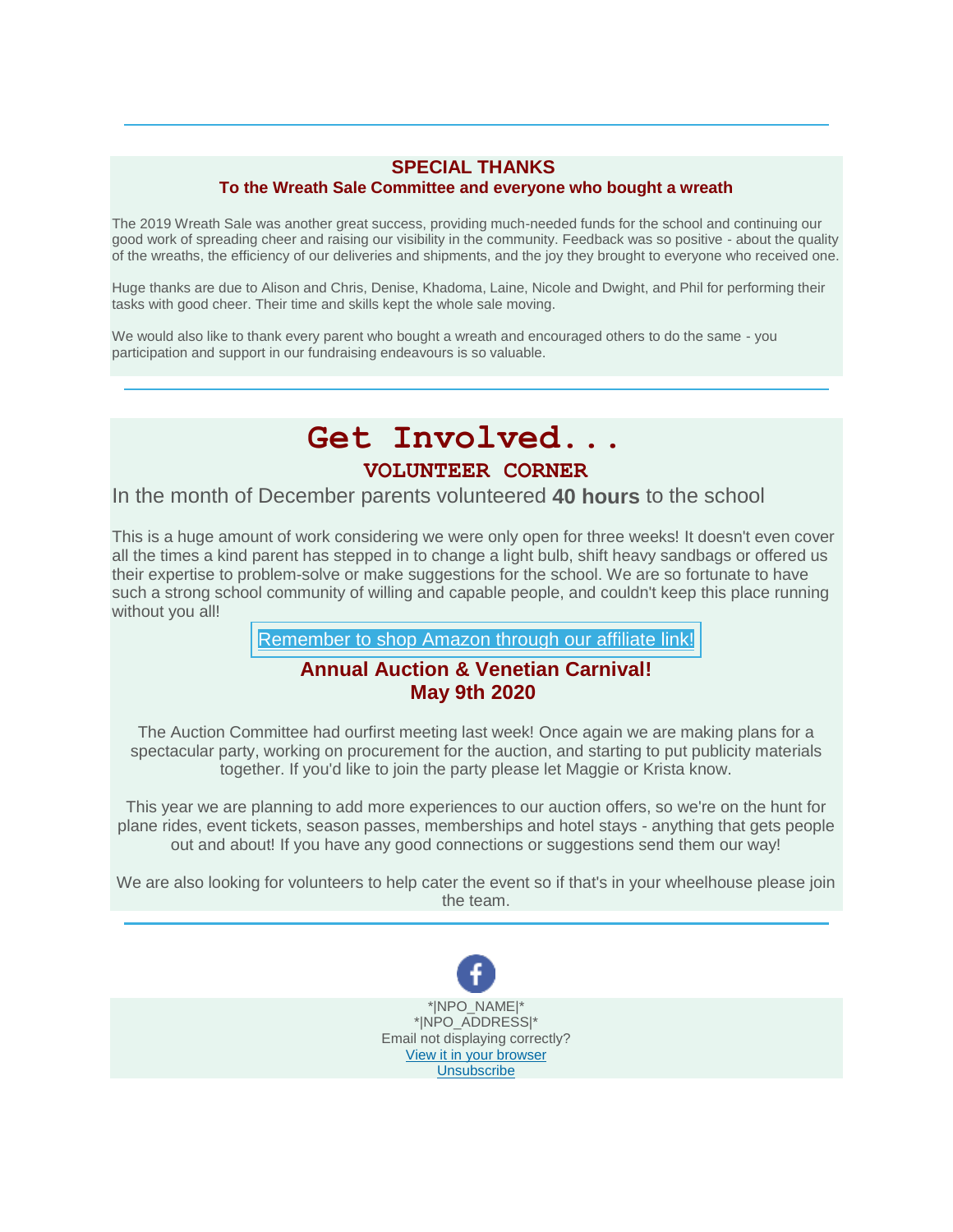## SPECIAL THANKS

### To the Wreath Sale Committee and everyone who bought a wreath

The 2019 Wreath Sale was another great success, providing much-needed funds for the school and continuing our good work of spreading cheer and raising our visibility in the community. Feedback was so positive - about the quality of the wreaths, the efficiency of our deliveries and shipments, and the joy they brought to everyone who received one.

Huge thanks are due to Alison and Chris, Denise, Khadoma, Laine, Nicole and Dwight, and Phil for performing their tasks with good cheer. Their time and skills kept the whole sale moving.

We would also like to thank every parent who bought a wreath and encouraged others to do the same - you participation and support in our fundraising endeavours is so valuable.

---

# Get Involved...

## VOLUNTEER CORNER

In the month of December parents volunteered **40 hours** to the school

This is a huge amount of work considering we were only open for three weeks! It doesn't even cover all the times a kind parent has stepped in to change a light bulb, shift heavy sandbags or offered us their expertise to problem-solve or make suggestions for the school. We are so fortunate to have such a strong school community of willing and capable people, and couldn't keep this place running without you all!

Remember to shop Amazon through our affiliate link!

## Annual Auction & Venetian Carnival!
## May 9th 2020

The Auction Committee had ourfirst meeting last week! Once again we are making plans for a spectacular party, working on procurement for the auction, and starting to put publicity materials together. If you'd like to join the party please let Maggie or Krista know.

This year we are planning to add more experiences to our auction offers, so we're on the hunt for plane rides, event tickets, season passes, memberships and hotel stays - anything that gets people out and about! If you have any good connections or suggestions send them our way!

We are also looking for volunteers to help cater the event so if that's in your wheelhouse please join the team.

---

*|NPO_NAME|*
*|NPO_ADDRESS|*
Email not displaying correctly?
View it in your browser
Unsubscribe